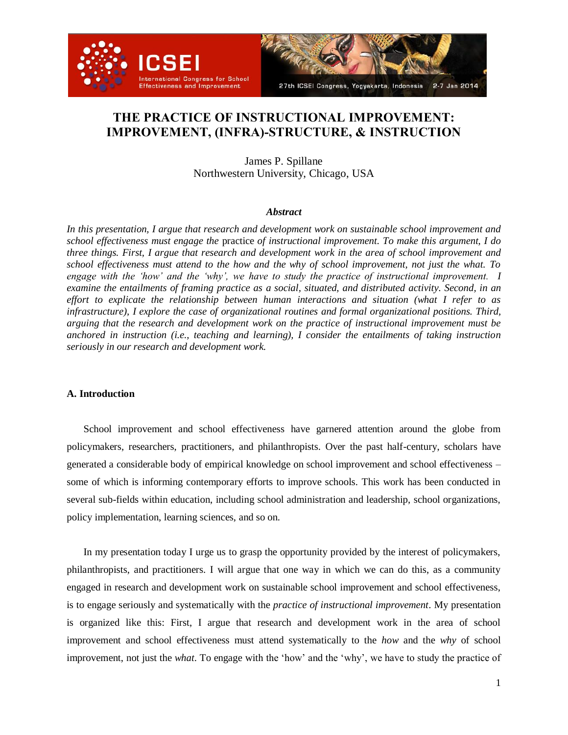# THE PRACTICE OF INSTRUCTIONAL IMPROVEMENT: IMPROVEMENT, (INFRA)-STRUCTURE, & INSTRUCTION

James P. Spillane
Northwestern University, Chicago, USA

### *Abstract*

*In this presentation, I argue that research and development work on sustainable school improvement and school effectiveness must engage the* practice *of instructional improvement. To make this argument, I do three things. First, I argue that research and development work in the area of school improvement and school effectiveness must attend to the how and the why of school improvement, not just the what. To engage with the 'how' and the 'why', we have to study the practice of instructional improvement. I examine the entailments of framing practice as a social, situated, and distributed activity. Second, in an effort to explicate the relationship between human interactions and situation (what I refer to as infrastructure), I explore the case of organizational routines and formal organizational positions. Third, arguing that the research and development work on the practice of instructional improvement must be anchored in instruction (i.e., teaching and learning), I consider the entailments of taking instruction seriously in our research and development work.*

## A. Introduction

School improvement and school effectiveness have garnered attention around the globe from policymakers, researchers, practitioners, and philanthropists. Over the past half-century, scholars have generated a considerable body of empirical knowledge on school improvement and school effectiveness – some of which is informing contemporary efforts to improve schools. This work has been conducted in several sub-fields within education, including school administration and leadership, school organizations, policy implementation, learning sciences, and so on.

In my presentation today I urge us to grasp the opportunity provided by the interest of policymakers, philanthropists, and practitioners. I will argue that one way in which we can do this, as a community engaged in research and development work on sustainable school improvement and school effectiveness, is to engage seriously and systematically with the *practice of instructional improvement*. My presentation is organized like this: First, I argue that research and development work in the area of school improvement and school effectiveness must attend systematically to the *how* and the *why* of school improvement, not just the *what*. To engage with the 'how' and the 'why', we have to study the practice of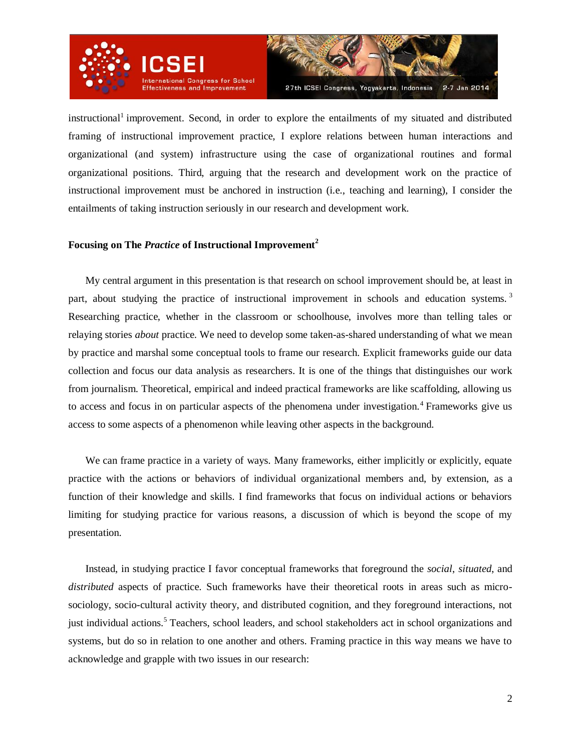instructional[1] improvement. Second, in order to explore the entailments of my situated and distributed framing of instructional improvement practice, I explore relations between human interactions and organizational (and system) infrastructure using the case of organizational routines and formal organizational positions. Third, arguing that the research and development work on the practice of instructional improvement must be anchored in instruction (i.e., teaching and learning), I consider the entailments of taking instruction seriously in our research and development work.

## Focusing on The *Practice* of Instructional Improvement[2]

My central argument in this presentation is that research on school improvement should be, at least in part, about studying the practice of instructional improvement in schools and education systems.[3] Researching practice, whether in the classroom or schoolhouse, involves more than telling tales or relaying stories *about* practice. We need to develop some taken-as-shared understanding of what we mean by practice and marshal some conceptual tools to frame our research. Explicit frameworks guide our data collection and focus our data analysis as researchers. It is one of the things that distinguishes our work from journalism. Theoretical, empirical and indeed practical frameworks are like scaffolding, allowing us to access and focus in on particular aspects of the phenomena under investigation.[4] Frameworks give us access to some aspects of a phenomenon while leaving other aspects in the background.

We can frame practice in a variety of ways. Many frameworks, either implicitly or explicitly, equate practice with the actions or behaviors of individual organizational members and, by extension, as a function of their knowledge and skills. I find frameworks that focus on individual actions or behaviors limiting for studying practice for various reasons, a discussion of which is beyond the scope of my presentation.

Instead, in studying practice I favor conceptual frameworks that foreground the *social*, *situated*, and *distributed* aspects of practice. Such frameworks have their theoretical roots in areas such as micro-sociology, socio-cultural activity theory, and distributed cognition, and they foreground interactions, not just individual actions.[5] Teachers, school leaders, and school stakeholders act in school organizations and systems, but do so in relation to one another and others. Framing practice in this way means we have to acknowledge and grapple with two issues in our research: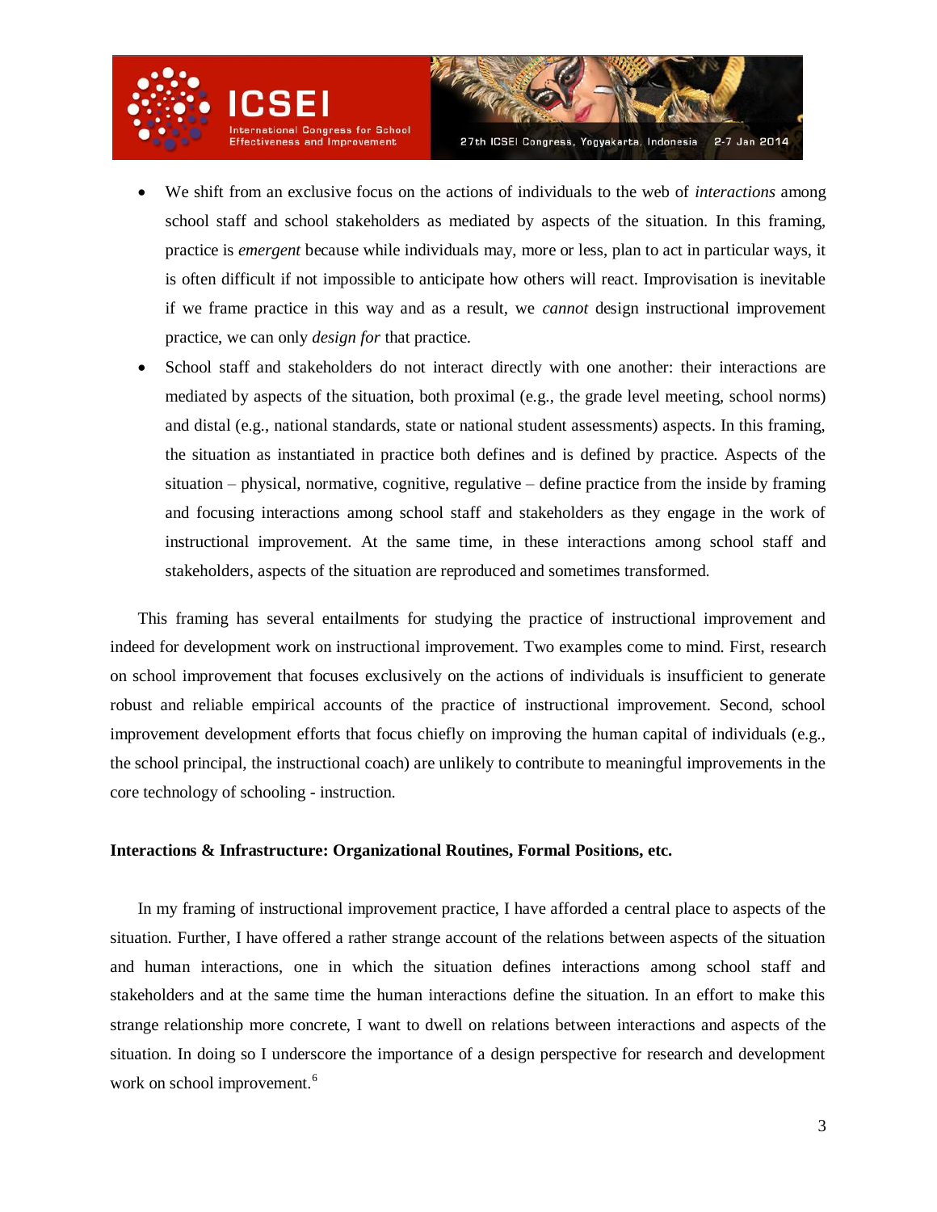- We shift from an exclusive focus on the actions of individuals to the web of *interactions* among school staff and school stakeholders as mediated by aspects of the situation. In this framing, practice is *emergent* because while individuals may, more or less, plan to act in particular ways, it is often difficult if not impossible to anticipate how others will react. Improvisation is inevitable if we frame practice in this way and as a result, we *cannot* design instructional improvement practice, we can only *design for* that practice.
- School staff and stakeholders do not interact directly with one another: their interactions are mediated by aspects of the situation, both proximal (e.g., the grade level meeting, school norms) and distal (e.g., national standards, state or national student assessments) aspects. In this framing, the situation as instantiated in practice both defines and is defined by practice. Aspects of the situation – physical, normative, cognitive, regulative – define practice from the inside by framing and focusing interactions among school staff and stakeholders as they engage in the work of instructional improvement. At the same time, in these interactions among school staff and stakeholders, aspects of the situation are reproduced and sometimes transformed.

This framing has several entailments for studying the practice of instructional improvement and indeed for development work on instructional improvement. Two examples come to mind. First, research on school improvement that focuses exclusively on the actions of individuals is insufficient to generate robust and reliable empirical accounts of the practice of instructional improvement. Second, school improvement development efforts that focus chiefly on improving the human capital of individuals (e.g., the school principal, the instructional coach) are unlikely to contribute to meaningful improvements in the core technology of schooling - instruction.

**Interactions & Infrastructure: Organizational Routines, Formal Positions, etc.**

In my framing of instructional improvement practice, I have afforded a central place to aspects of the situation. Further, I have offered a rather strange account of the relations between aspects of the situation and human interactions, one in which the situation defines interactions among school staff and stakeholders and at the same time the human interactions define the situation. In an effort to make this strange relationship more concrete, I want to dwell on relations between interactions and aspects of the situation. In doing so I underscore the importance of a design perspective for research and development work on school improvement.[6]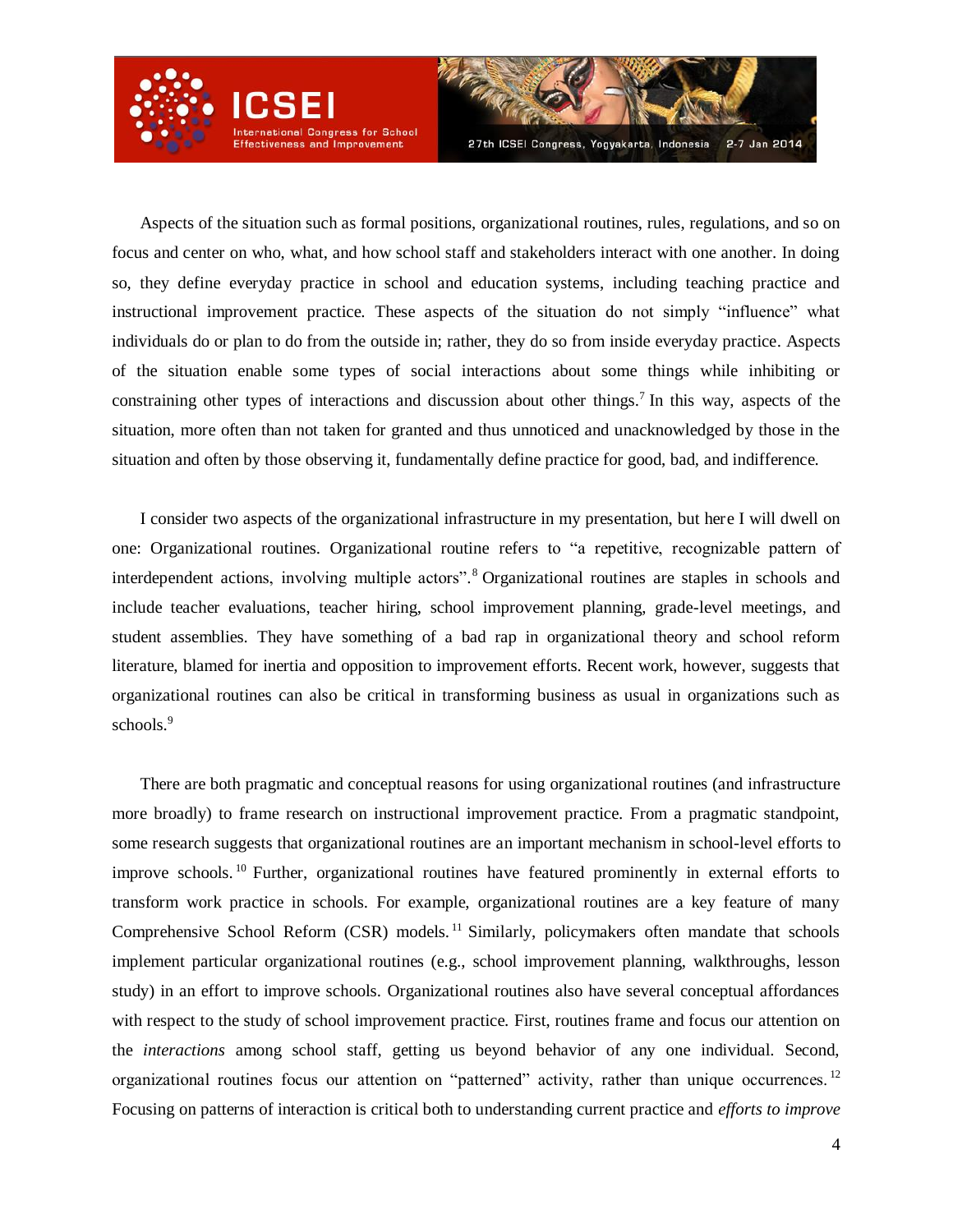Aspects of the situation such as formal positions, organizational routines, rules, regulations, and so on focus and center on who, what, and how school staff and stakeholders interact with one another. In doing so, they define everyday practice in school and education systems, including teaching practice and instructional improvement practice. These aspects of the situation do not simply "influence" what individuals do or plan to do from the outside in; rather, they do so from inside everyday practice. Aspects of the situation enable some types of social interactions about some things while inhibiting or constraining other types of interactions and discussion about other things.[7] In this way, aspects of the situation, more often than not taken for granted and thus unnoticed and unacknowledged by those in the situation and often by those observing it, fundamentally define practice for good, bad, and indifference.

I consider two aspects of the organizational infrastructure in my presentation, but here I will dwell on one: Organizational routines. Organizational routine refers to "a repetitive, recognizable pattern of interdependent actions, involving multiple actors".[8] Organizational routines are staples in schools and include teacher evaluations, teacher hiring, school improvement planning, grade-level meetings, and student assemblies. They have something of a bad rap in organizational theory and school reform literature, blamed for inertia and opposition to improvement efforts. Recent work, however, suggests that organizational routines can also be critical in transforming business as usual in organizations such as schools.[9]

There are both pragmatic and conceptual reasons for using organizational routines (and infrastructure more broadly) to frame research on instructional improvement practice. From a pragmatic standpoint, some research suggests that organizational routines are an important mechanism in school-level efforts to improve schools.[10] Further, organizational routines have featured prominently in external efforts to transform work practice in schools. For example, organizational routines are a key feature of many Comprehensive School Reform (CSR) models.[11] Similarly, policymakers often mandate that schools implement particular organizational routines (e.g., school improvement planning, walkthroughs, lesson study) in an effort to improve schools. Organizational routines also have several conceptual affordances with respect to the study of school improvement practice. First, routines frame and focus our attention on the *interactions* among school staff, getting us beyond behavior of any one individual. Second, organizational routines focus our attention on "patterned" activity, rather than unique occurrences.[12] Focusing on patterns of interaction is critical both to understanding current practice and *efforts to improve*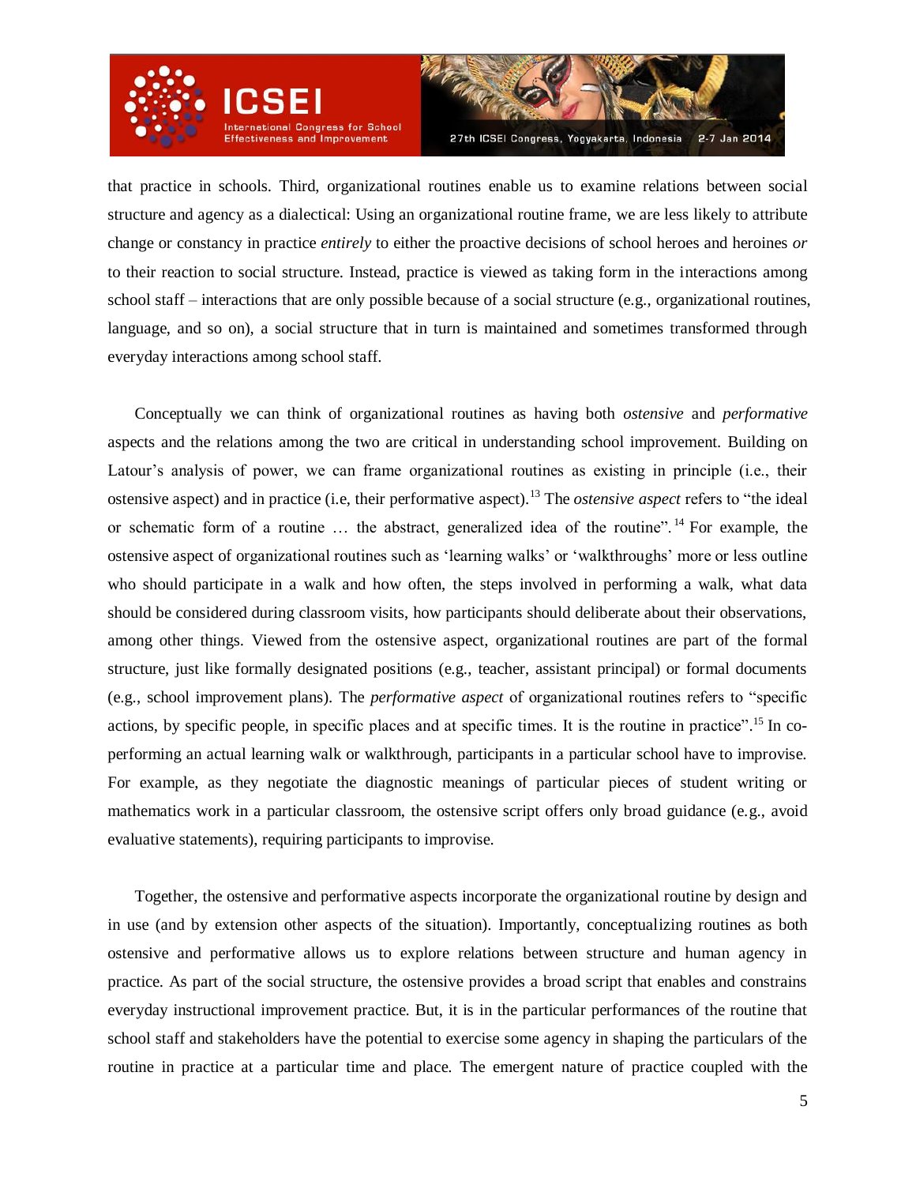that practice in schools. Third, organizational routines enable us to examine relations between social structure and agency as a dialectical: Using an organizational routine frame, we are less likely to attribute change or constancy in practice *entirely* to either the proactive decisions of school heroes and heroines *or* to their reaction to social structure. Instead, practice is viewed as taking form in the interactions among school staff – interactions that are only possible because of a social structure (e.g., organizational routines, language, and so on), a social structure that in turn is maintained and sometimes transformed through everyday interactions among school staff.

Conceptually we can think of organizational routines as having both *ostensive* and *performative* aspects and the relations among the two are critical in understanding school improvement. Building on Latour's analysis of power, we can frame organizational routines as existing in principle (i.e., their ostensive aspect) and in practice (i.e, their performative aspect).[13] The *ostensive aspect* refers to "the ideal or schematic form of a routine … the abstract, generalized idea of the routine".[14] For example, the ostensive aspect of organizational routines such as 'learning walks' or 'walkthroughs' more or less outline who should participate in a walk and how often, the steps involved in performing a walk, what data should be considered during classroom visits, how participants should deliberate about their observations, among other things. Viewed from the ostensive aspect, organizational routines are part of the formal structure, just like formally designated positions (e.g., teacher, assistant principal) or formal documents (e.g., school improvement plans). The *performative aspect* of organizational routines refers to "specific actions, by specific people, in specific places and at specific times. It is the routine in practice".[15] In co-performing an actual learning walk or walkthrough, participants in a particular school have to improvise. For example, as they negotiate the diagnostic meanings of particular pieces of student writing or mathematics work in a particular classroom, the ostensive script offers only broad guidance (e.g., avoid evaluative statements), requiring participants to improvise.

Together, the ostensive and performative aspects incorporate the organizational routine by design and in use (and by extension other aspects of the situation). Importantly, conceptualizing routines as both ostensive and performative allows us to explore relations between structure and human agency in practice. As part of the social structure, the ostensive provides a broad script that enables and constrains everyday instructional improvement practice. But, it is in the particular performances of the routine that school staff and stakeholders have the potential to exercise some agency in shaping the particulars of the routine in practice at a particular time and place. The emergent nature of practice coupled with the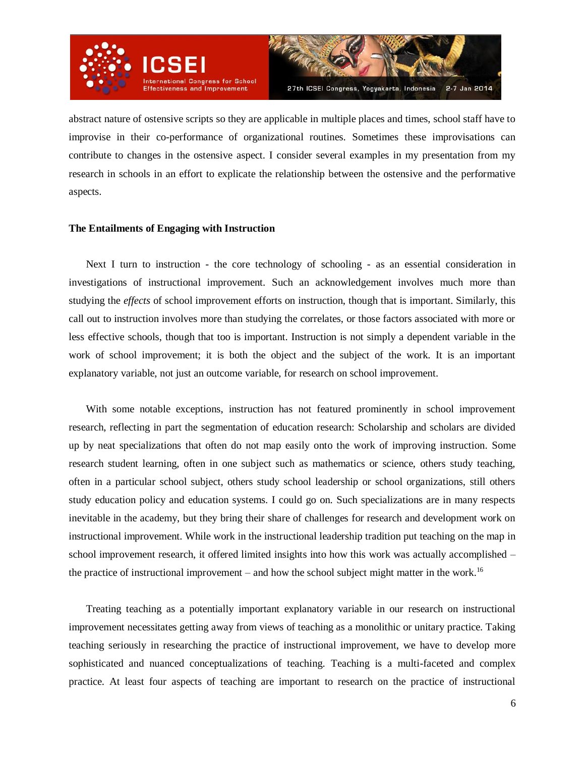abstract nature of ostensive scripts so they are applicable in multiple places and times, school staff have to improvise in their co-performance of organizational routines. Sometimes these improvisations can contribute to changes in the ostensive aspect. I consider several examples in my presentation from my research in schools in an effort to explicate the relationship between the ostensive and the performative aspects.

## The Entailments of Engaging with Instruction

Next I turn to instruction - the core technology of schooling - as an essential consideration in investigations of instructional improvement. Such an acknowledgement involves much more than studying the *effects* of school improvement efforts on instruction, though that is important. Similarly, this call out to instruction involves more than studying the correlates, or those factors associated with more or less effective schools, though that too is important. Instruction is not simply a dependent variable in the work of school improvement; it is both the object and the subject of the work. It is an important explanatory variable, not just an outcome variable, for research on school improvement.

With some notable exceptions, instruction has not featured prominently in school improvement research, reflecting in part the segmentation of education research: Scholarship and scholars are divided up by neat specializations that often do not map easily onto the work of improving instruction. Some research student learning, often in one subject such as mathematics or science, others study teaching, often in a particular school subject, others study school leadership or school organizations, still others study education policy and education systems. I could go on. Such specializations are in many respects inevitable in the academy, but they bring their share of challenges for research and development work on instructional improvement. While work in the instructional leadership tradition put teaching on the map in school improvement research, it offered limited insights into how this work was actually accomplished – the practice of instructional improvement – and how the school subject might matter in the work.[16]

Treating teaching as a potentially important explanatory variable in our research on instructional improvement necessitates getting away from views of teaching as a monolithic or unitary practice. Taking teaching seriously in researching the practice of instructional improvement, we have to develop more sophisticated and nuanced conceptualizations of teaching. Teaching is a multi-faceted and complex practice. At least four aspects of teaching are important to research on the practice of instructional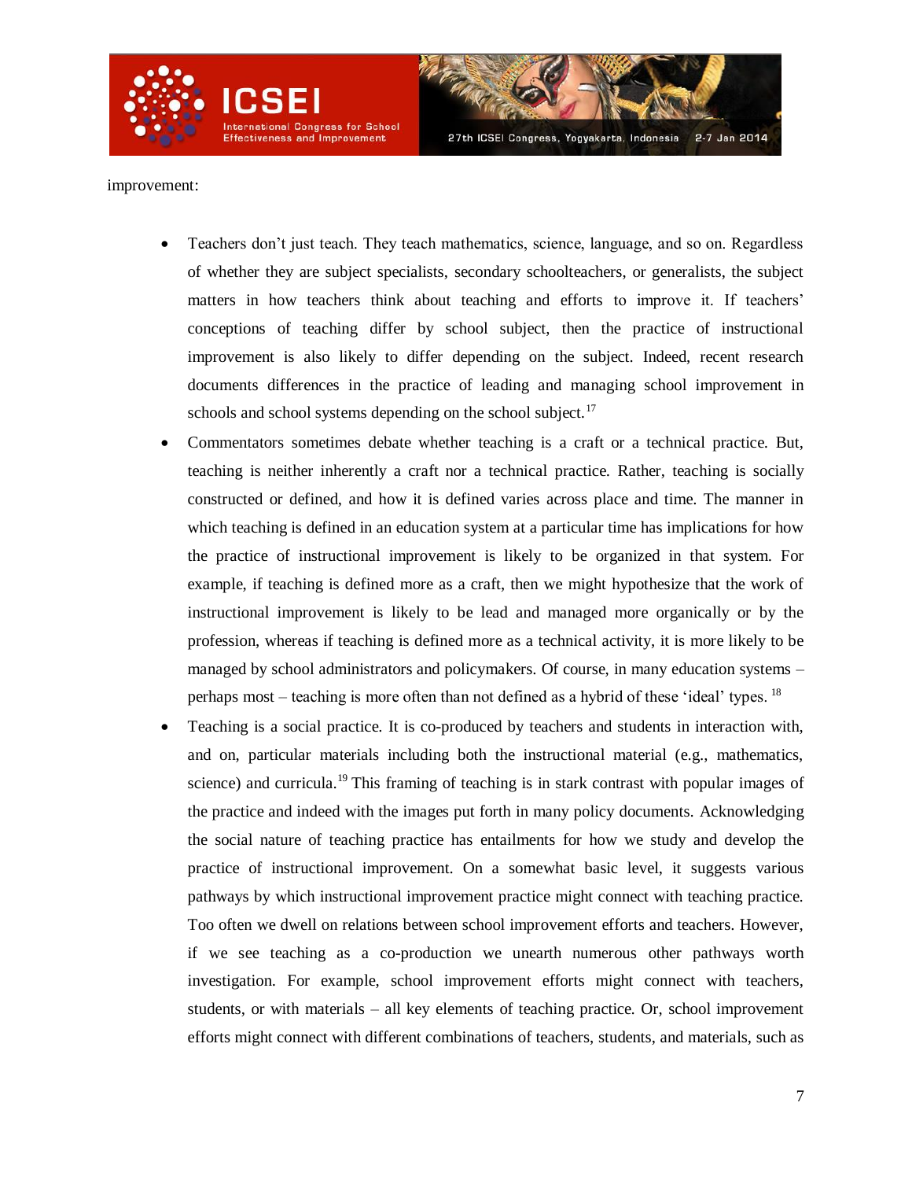improvement:

- Teachers don't just teach. They teach mathematics, science, language, and so on. Regardless of whether they are subject specialists, secondary schoolteachers, or generalists, the subject matters in how teachers think about teaching and efforts to improve it. If teachers' conceptions of teaching differ by school subject, then the practice of instructional improvement is also likely to differ depending on the subject. Indeed, recent research documents differences in the practice of leading and managing school improvement in schools and school systems depending on the school subject.[17]
- Commentators sometimes debate whether teaching is a craft or a technical practice. But, teaching is neither inherently a craft nor a technical practice. Rather, teaching is socially constructed or defined, and how it is defined varies across place and time. The manner in which teaching is defined in an education system at a particular time has implications for how the practice of instructional improvement is likely to be organized in that system. For example, if teaching is defined more as a craft, then we might hypothesize that the work of instructional improvement is likely to be lead and managed more organically or by the profession, whereas if teaching is defined more as a technical activity, it is more likely to be managed by school administrators and policymakers. Of course, in many education systems – perhaps most – teaching is more often than not defined as a hybrid of these 'ideal' types. [18]
- Teaching is a social practice. It is co-produced by teachers and students in interaction with, and on, particular materials including both the instructional material (e.g., mathematics, science) and curricula.[19] This framing of teaching is in stark contrast with popular images of the practice and indeed with the images put forth in many policy documents. Acknowledging the social nature of teaching practice has entailments for how we study and develop the practice of instructional improvement. On a somewhat basic level, it suggests various pathways by which instructional improvement practice might connect with teaching practice. Too often we dwell on relations between school improvement efforts and teachers. However, if we see teaching as a co-production we unearth numerous other pathways worth investigation. For example, school improvement efforts might connect with teachers, students, or with materials – all key elements of teaching practice. Or, school improvement efforts might connect with different combinations of teachers, students, and materials, such as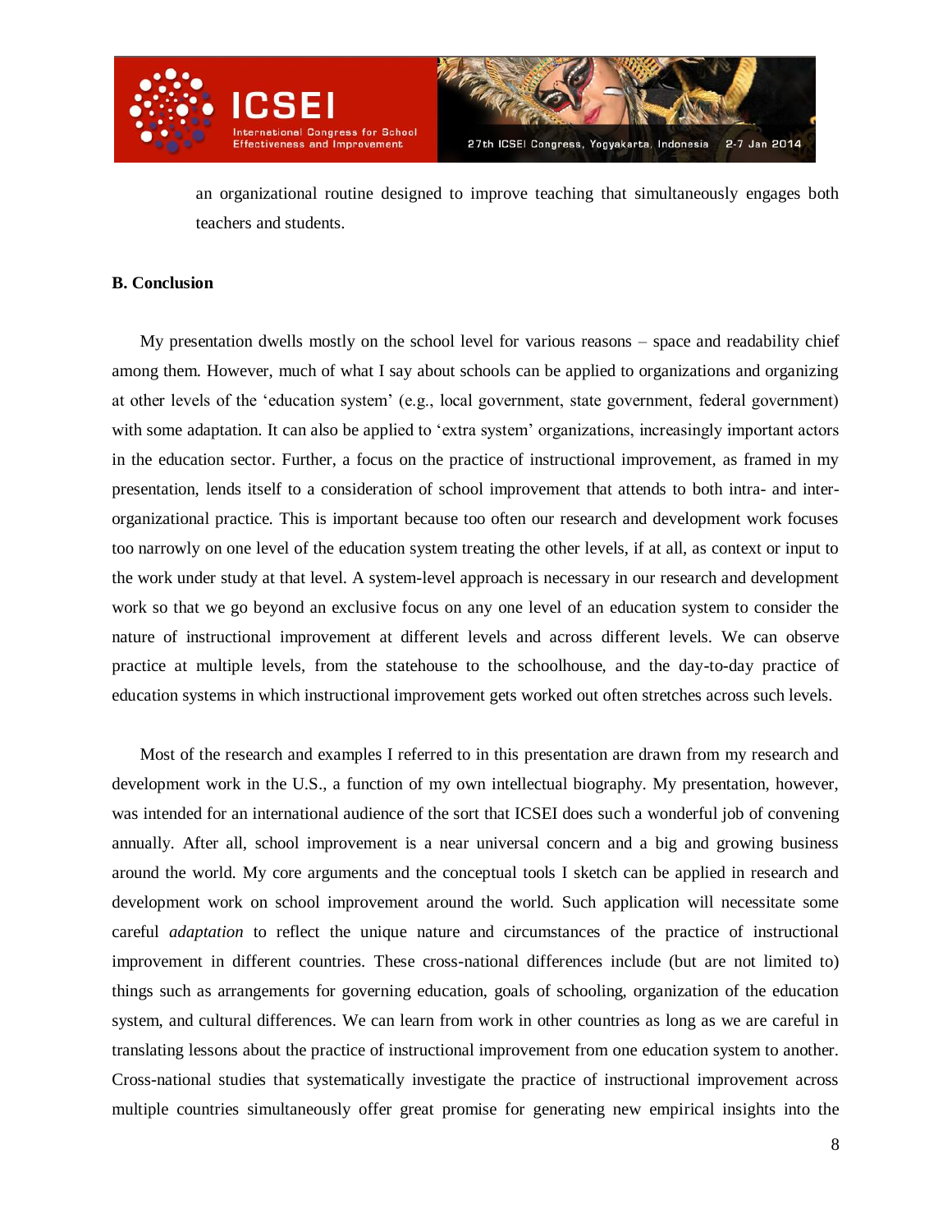an organizational routine designed to improve teaching that simultaneously engages both teachers and students.

**B. Conclusion**

My presentation dwells mostly on the school level for various reasons – space and readability chief among them. However, much of what I say about schools can be applied to organizations and organizing at other levels of the 'education system' (e.g., local government, state government, federal government) with some adaptation. It can also be applied to 'extra system' organizations, increasingly important actors in the education sector. Further, a focus on the practice of instructional improvement, as framed in my presentation, lends itself to a consideration of school improvement that attends to both intra- and inter-organizational practice. This is important because too often our research and development work focuses too narrowly on one level of the education system treating the other levels, if at all, as context or input to the work under study at that level. A system-level approach is necessary in our research and development work so that we go beyond an exclusive focus on any one level of an education system to consider the nature of instructional improvement at different levels and across different levels. We can observe practice at multiple levels, from the statehouse to the schoolhouse, and the day-to-day practice of education systems in which instructional improvement gets worked out often stretches across such levels.

Most of the research and examples I referred to in this presentation are drawn from my research and development work in the U.S., a function of my own intellectual biography. My presentation, however, was intended for an international audience of the sort that ICSEI does such a wonderful job of convening annually. After all, school improvement is a near universal concern and a big and growing business around the world. My core arguments and the conceptual tools I sketch can be applied in research and development work on school improvement around the world. Such application will necessitate some careful *adaptation* to reflect the unique nature and circumstances of the practice of instructional improvement in different countries. These cross-national differences include (but are not limited to) things such as arrangements for governing education, goals of schooling, organization of the education system, and cultural differences. We can learn from work in other countries as long as we are careful in translating lessons about the practice of instructional improvement from one education system to another. Cross-national studies that systematically investigate the practice of instructional improvement across multiple countries simultaneously offer great promise for generating new empirical insights into the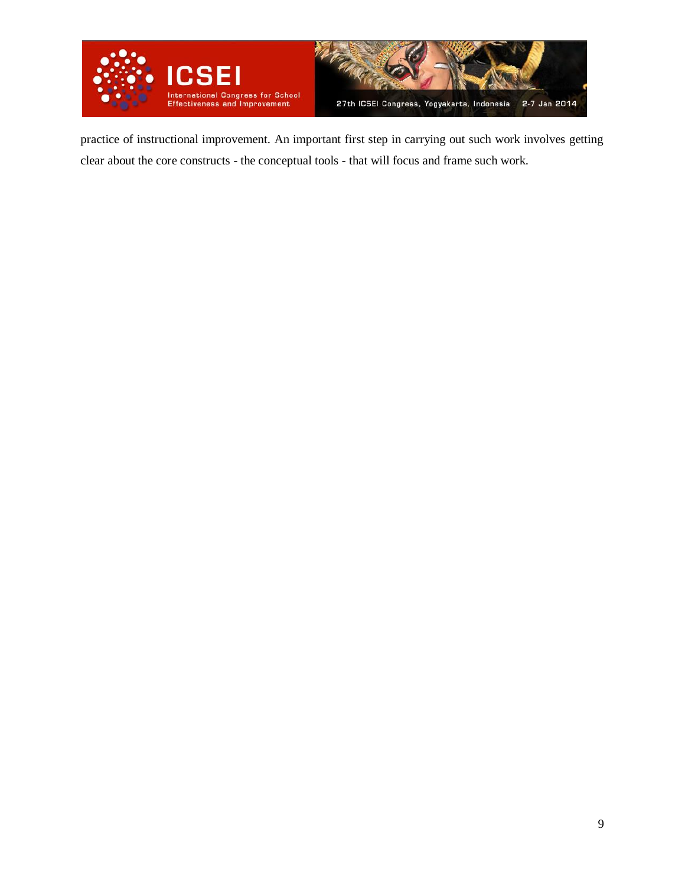practice of instructional improvement. An important first step in carrying out such work involves getting clear about the core constructs - the conceptual tools - that will focus and frame such work.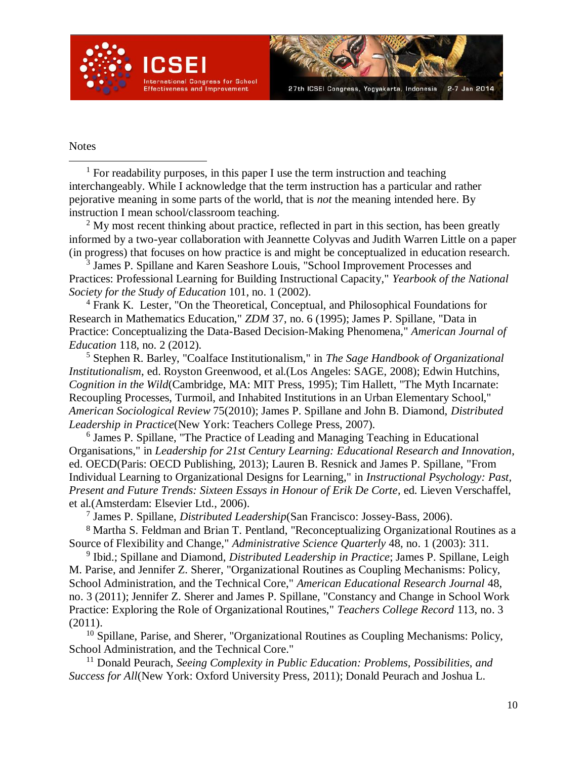Notes

[1] For readability purposes, in this paper I use the term instruction and teaching interchangeably. While I acknowledge that the term instruction has a particular and rather pejorative meaning in some parts of the world, that is *not* the meaning intended here. By instruction I mean school/classroom teaching.

[2] My most recent thinking about practice, reflected in part in this section, has been greatly informed by a two-year collaboration with Jeannette Colyvas and Judith Warren Little on a paper (in progress) that focuses on how practice is and might be conceptualized in education research.

[3] James P. Spillane and Karen Seashore Louis, "School Improvement Processes and Practices: Professional Learning for Building Instructional Capacity," *Yearbook of the National Society for the Study of Education* 101, no. 1 (2002).

[4] Frank K. Lester, "On the Theoretical, Conceptual, and Philosophical Foundations for Research in Mathematics Education," *ZDM* 37, no. 6 (1995); James P. Spillane, "Data in Practice: Conceptualizing the Data-Based Decision-Making Phenomena," *American Journal of Education* 118, no. 2 (2012).

[5] Stephen R. Barley, "Coalface Institutionalism," in *The Sage Handbook of Organizational Institutionalism*, ed. Royston Greenwood, et al.(Los Angeles: SAGE, 2008); Edwin Hutchins, *Cognition in the Wild*(Cambridge, MA: MIT Press, 1995); Tim Hallett, "The Myth Incarnate: Recoupling Processes, Turmoil, and Inhabited Institutions in an Urban Elementary School," *American Sociological Review* 75(2010); James P. Spillane and John B. Diamond, *Distributed Leadership in Practice*(New York: Teachers College Press, 2007).

[6] James P. Spillane, "The Practice of Leading and Managing Teaching in Educational Organisations," in *Leadership for 21st Century Learning: Educational Research and Innovation*, ed. OECD(Paris: OECD Publishing, 2013); Lauren B. Resnick and James P. Spillane, "From Individual Learning to Organizational Designs for Learning," in *Instructional Psychology: Past, Present and Future Trends: Sixteen Essays in Honour of Erik De Corte*, ed. Lieven Verschaffel, et al.(Amsterdam: Elsevier Ltd., 2006).

[7] James P. Spillane, *Distributed Leadership*(San Francisco: Jossey-Bass, 2006).

[8] Martha S. Feldman and Brian T. Pentland, "Reconceptualizing Organizational Routines as a Source of Flexibility and Change," *Administrative Science Quarterly* 48, no. 1 (2003): 311.

[9] Ibid.; Spillane and Diamond, *Distributed Leadership in Practice*; James P. Spillane, Leigh M. Parise, and Jennifer Z. Sherer, "Organizational Routines as Coupling Mechanisms: Policy, School Administration, and the Technical Core," *American Educational Research Journal* 48, no. 3 (2011); Jennifer Z. Sherer and James P. Spillane, "Constancy and Change in School Work Practice: Exploring the Role of Organizational Routines," *Teachers College Record* 113, no. 3 (2011).

[10] Spillane, Parise, and Sherer, "Organizational Routines as Coupling Mechanisms: Policy, School Administration, and the Technical Core."

[11] Donald Peurach, *Seeing Complexity in Public Education: Problems, Possibilities, and Success for All*(New York: Oxford University Press, 2011); Donald Peurach and Joshua L.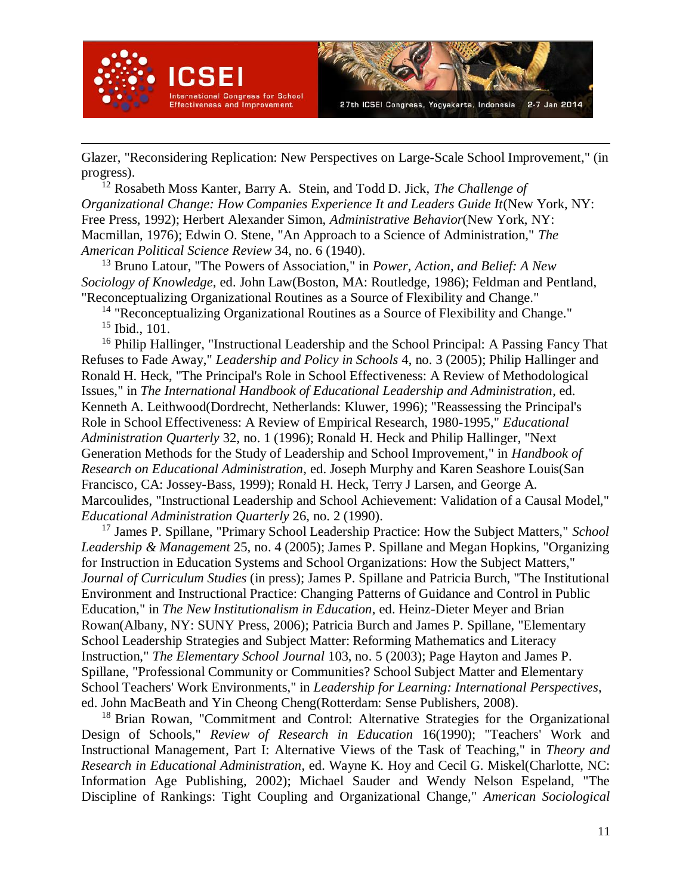Glazer, "Reconsidering Replication: New Perspectives on Large-Scale School Improvement," (in progress).

[12] Rosabeth Moss Kanter, Barry A. Stein, and Todd D. Jick, *The Challenge of Organizational Change: How Companies Experience It and Leaders Guide It*(New York, NY: Free Press, 1992); Herbert Alexander Simon, *Administrative Behavior*(New York, NY: Macmillan, 1976); Edwin O. Stene, "An Approach to a Science of Administration," *The American Political Science Review* 34, no. 6 (1940).

[13] Bruno Latour, "The Powers of Association," in *Power, Action, and Belief: A New Sociology of Knowledge*, ed. John Law(Boston, MA: Routledge, 1986); Feldman and Pentland, "Reconceptualizing Organizational Routines as a Source of Flexibility and Change."

[14] "Reconceptualizing Organizational Routines as a Source of Flexibility and Change."

[15] Ibid., 101.

[16] Philip Hallinger, "Instructional Leadership and the School Principal: A Passing Fancy That Refuses to Fade Away," *Leadership and Policy in Schools* 4, no. 3 (2005); Philip Hallinger and Ronald H. Heck, "The Principal's Role in School Effectiveness: A Review of Methodological Issues," in *The International Handbook of Educational Leadership and Administration*, ed. Kenneth A. Leithwood(Dordrecht, Netherlands: Kluwer, 1996); "Reassessing the Principal's Role in School Effectiveness: A Review of Empirical Research, 1980-1995," *Educational Administration Quarterly* 32, no. 1 (1996); Ronald H. Heck and Philip Hallinger, "Next Generation Methods for the Study of Leadership and School Improvement," in *Handbook of Research on Educational Administration*, ed. Joseph Murphy and Karen Seashore Louis(San Francisco, CA: Jossey-Bass, 1999); Ronald H. Heck, Terry J Larsen, and George A. Marcoulides, "Instructional Leadership and School Achievement: Validation of a Causal Model," *Educational Administration Quarterly* 26, no. 2 (1990).

[17] James P. Spillane, "Primary School Leadership Practice: How the Subject Matters," *School Leadership & Management* 25, no. 4 (2005); James P. Spillane and Megan Hopkins, "Organizing for Instruction in Education Systems and School Organizations: How the Subject Matters," *Journal of Curriculum Studies* (in press); James P. Spillane and Patricia Burch, "The Institutional Environment and Instructional Practice: Changing Patterns of Guidance and Control in Public Education," in *The New Institutionalism in Education*, ed. Heinz-Dieter Meyer and Brian Rowan(Albany, NY: SUNY Press, 2006); Patricia Burch and James P. Spillane, "Elementary School Leadership Strategies and Subject Matter: Reforming Mathematics and Literacy Instruction," *The Elementary School Journal* 103, no. 5 (2003); Page Hayton and James P. Spillane, "Professional Community or Communities? School Subject Matter and Elementary School Teachers' Work Environments," in *Leadership for Learning: International Perspectives*, ed. John MacBeath and Yin Cheong Cheng(Rotterdam: Sense Publishers, 2008).

[18] Brian Rowan, "Commitment and Control: Alternative Strategies for the Organizational Design of Schools," *Review of Research in Education* 16(1990); "Teachers' Work and Instructional Management, Part I: Alternative Views of the Task of Teaching," in *Theory and Research in Educational Administration*, ed. Wayne K. Hoy and Cecil G. Miskel(Charlotte, NC: Information Age Publishing, 2002); Michael Sauder and Wendy Nelson Espeland, "The Discipline of Rankings: Tight Coupling and Organizational Change," *American Sociological*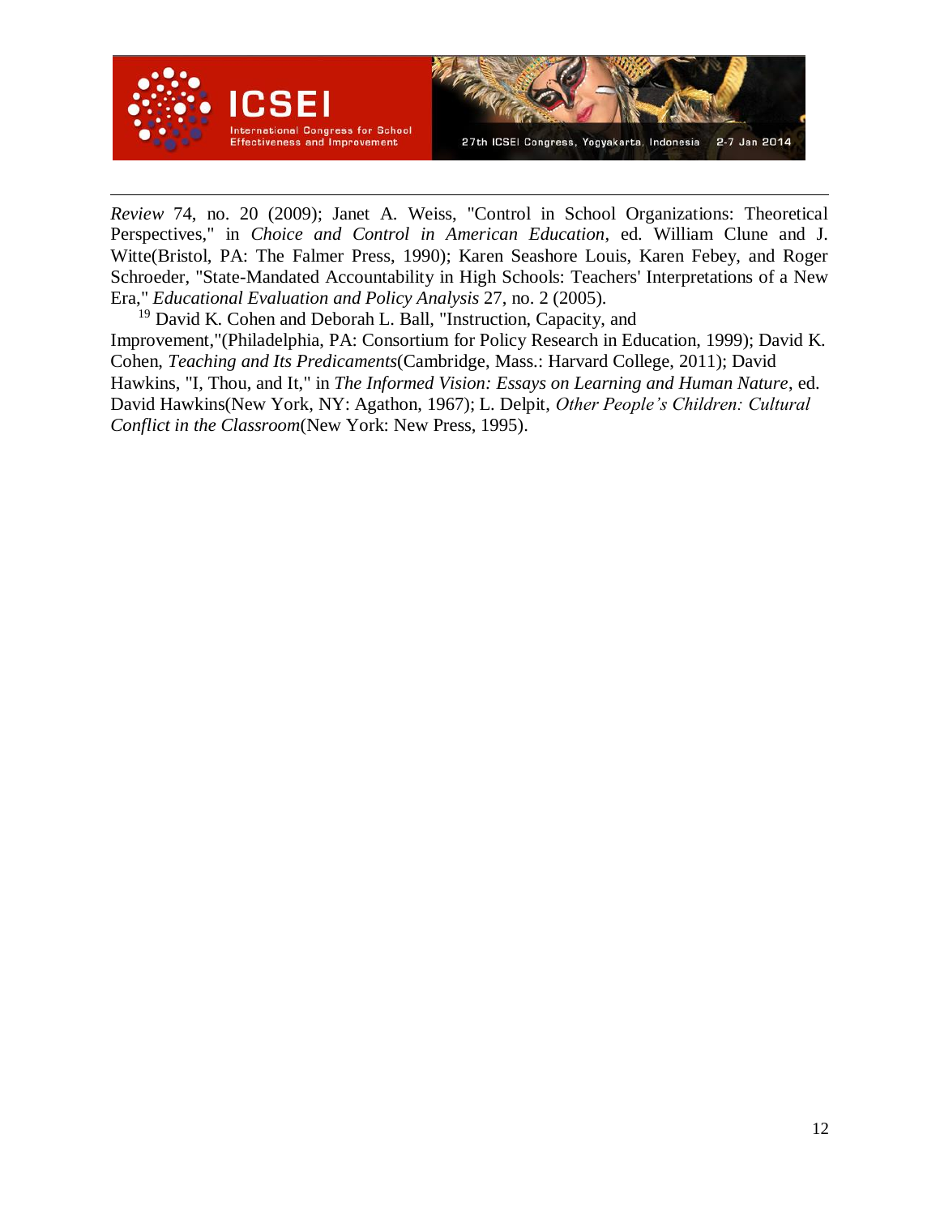*Review* 74, no. 20 (2009); Janet A. Weiss, "Control in School Organizations: Theoretical Perspectives," in *Choice and Control in American Education*, ed. William Clune and J. Witte(Bristol, PA: The Falmer Press, 1990); Karen Seashore Louis, Karen Febey, and Roger Schroeder, "State-Mandated Accountability in High Schools: Teachers' Interpretations of a New Era," *Educational Evaluation and Policy Analysis* 27, no. 2 (2005).

[19] David K. Cohen and Deborah L. Ball, "Instruction, Capacity, and Improvement,"(Philadelphia, PA: Consortium for Policy Research in Education, 1999); David K. Cohen, *Teaching and Its Predicaments*(Cambridge, Mass.: Harvard College, 2011); David Hawkins, "I, Thou, and It," in *The Informed Vision: Essays on Learning and Human Nature*, ed. David Hawkins(New York, NY: Agathon, 1967); L. Delpit, *Other People's Children: Cultural Conflict in the Classroom*(New York: New Press, 1995).